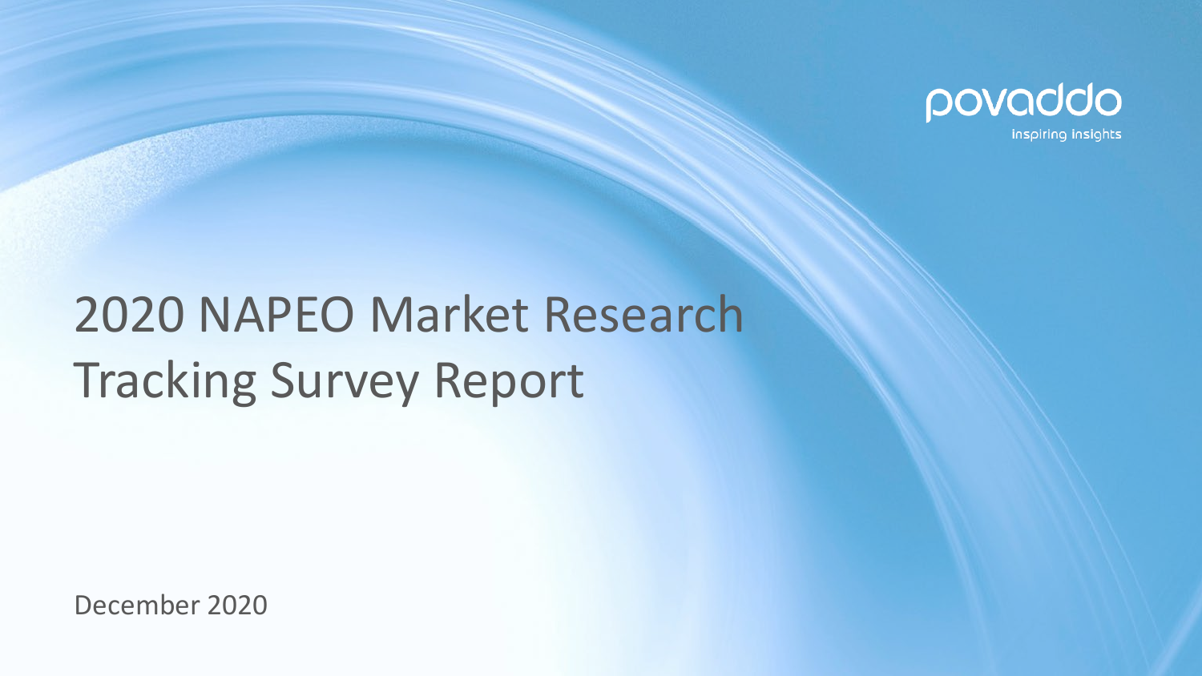povaddo

inspiring insights

# 2020 NAPEO Market Research Tracking Survey Report

December 2020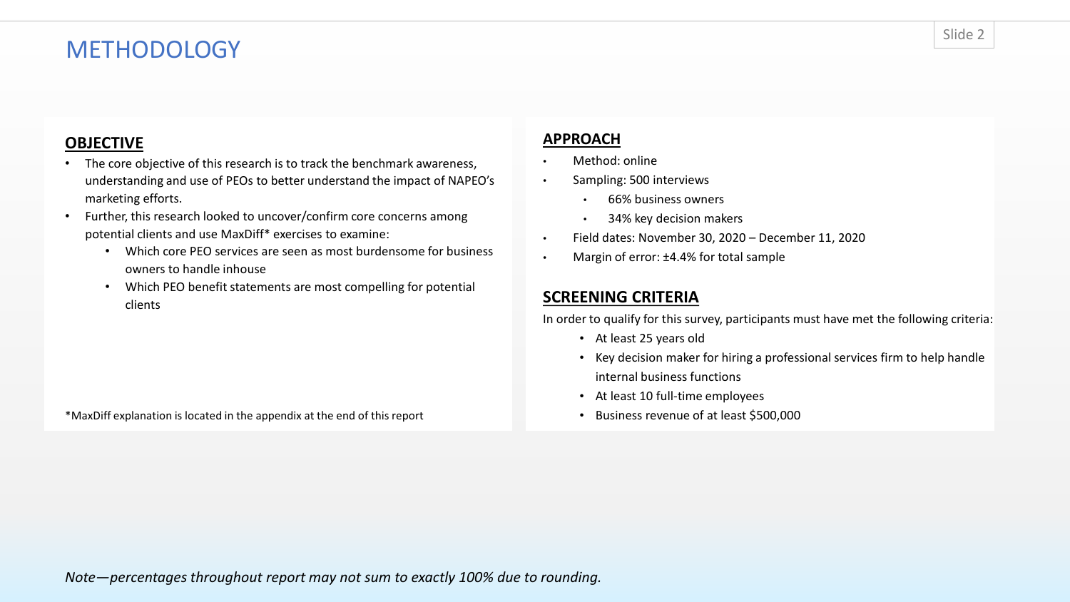# METHODOLOGY

## OBJECTIVE

- The core objective of this research is to track the benchmark awareness, understanding and use of PEOs to better understand the impact of NAPEO's marketing efforts.
- Further, this research looked to uncover/confirm core concerns among potential clients and use MaxDiff* exercises to examine:
  - Which core PEO services are seen as most burdensome for business owners to handle inhouse
  - Which PEO benefit statements are most compelling for potential clients

*MaxDiff explanation is located in the appendix at the end of this report

## APPROACH

- Method: online
- Sampling: 500 interviews
  - 66% business owners
  - 34% key decision makers
- Field dates: November 30, 2020 – December 11, 2020
- Margin of error: ±4.4% for total sample

## SCREENING CRITERIA

In order to qualify for this survey, participants must have met the following criteria:

- At least 25 years old
- Key decision maker for hiring a professional services firm to help handle internal business functions
- At least 10 full-time employees
- Business revenue of at least $500,000

*Note—percentages throughout report may not sum to exactly 100% due to rounding.*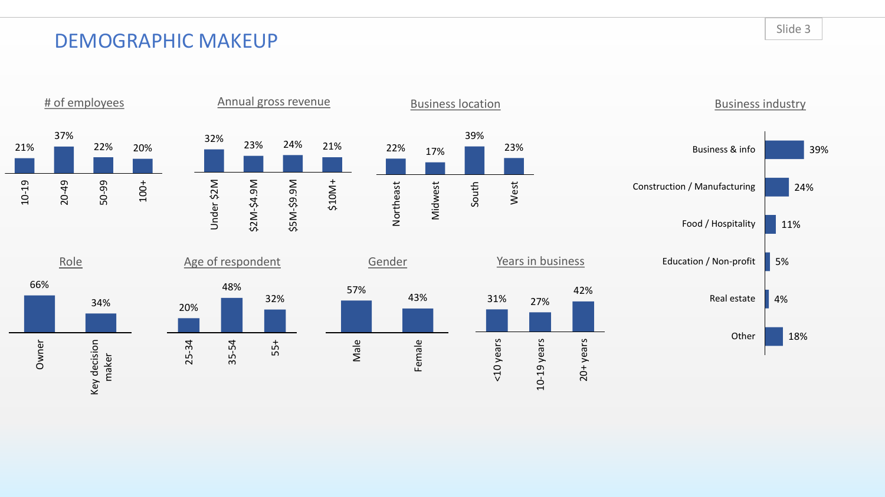# DEMOGRAPHIC MAKEUP

### # of employees

| 10-19 | 20-49 | 50-99 | 100+ |
| --- | --- | --- | --- |
| 21% | 37% | 22% | 20% |

### Annual gross revenue

| Under $2M | $2M-$4.9M | $5M-$9.9M | $10M+ |
| --- | --- | --- | --- |
| 32% | 23% | 24% | 21% |

### Business location

| Northeast | Midwest | South | West |
| --- | --- | --- | --- |
| 22% | 17% | 39% | 23% |

### Business industry

| Industry | % |
| --- | --- |
| Business & info | 39% |
| Construction / Manufacturing | 24% |
| Food / Hospitality | 11% |
| Education / Non-profit | 5% |
| Real estate | 4% |
| Other | 18% |

### Role

| Owner | Key decision maker |
| --- | --- |
| 66% | 34% |

### Age of respondent

| 25-34 | 35-54 | 55+ |
| --- | --- | --- |
| 20% | 48% | 32% |

### Gender

| Male | Female |
| --- | --- |
| 57% | 43% |

### Years in business

| <10 years | 10-19 years | 20+ years |
| --- | --- | --- |
| 31% | 27% | 42% |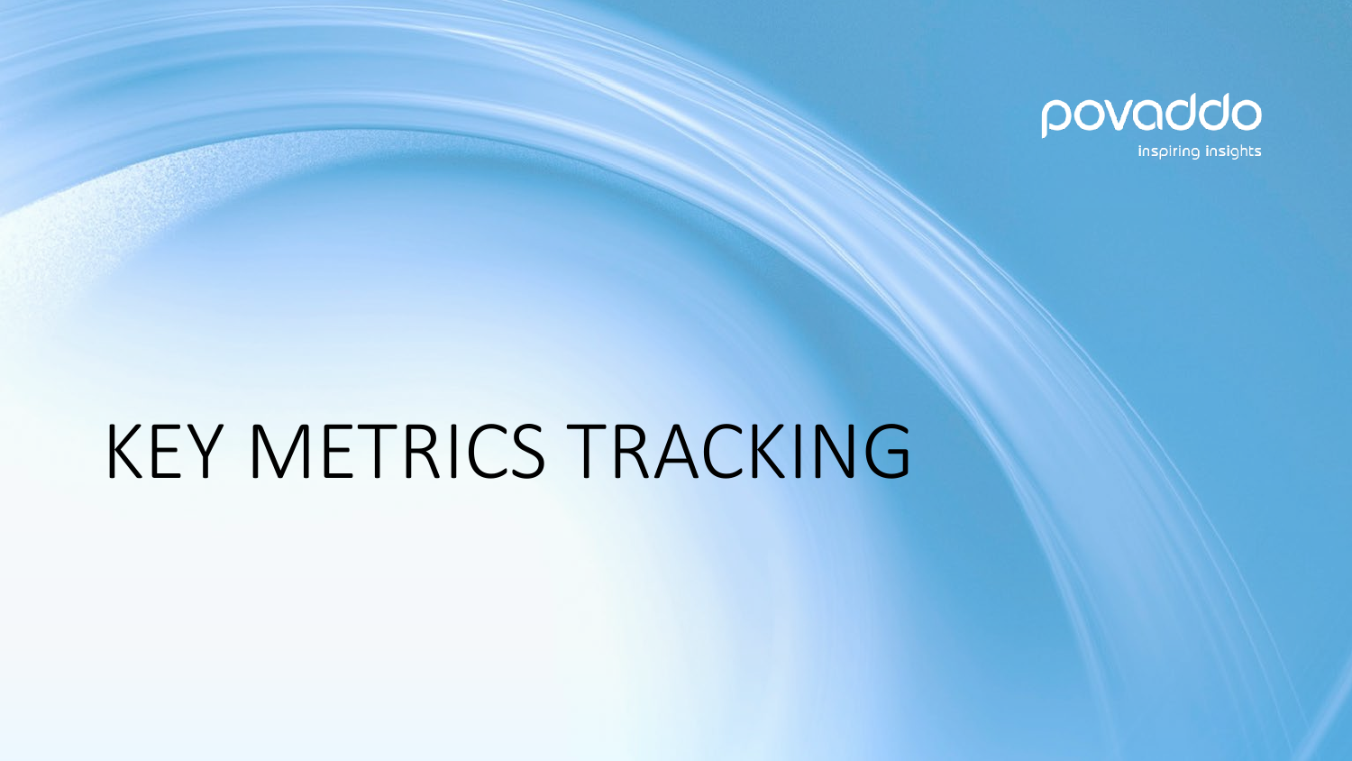povaddo

inspiring insights

# KEY METRICS TRACKING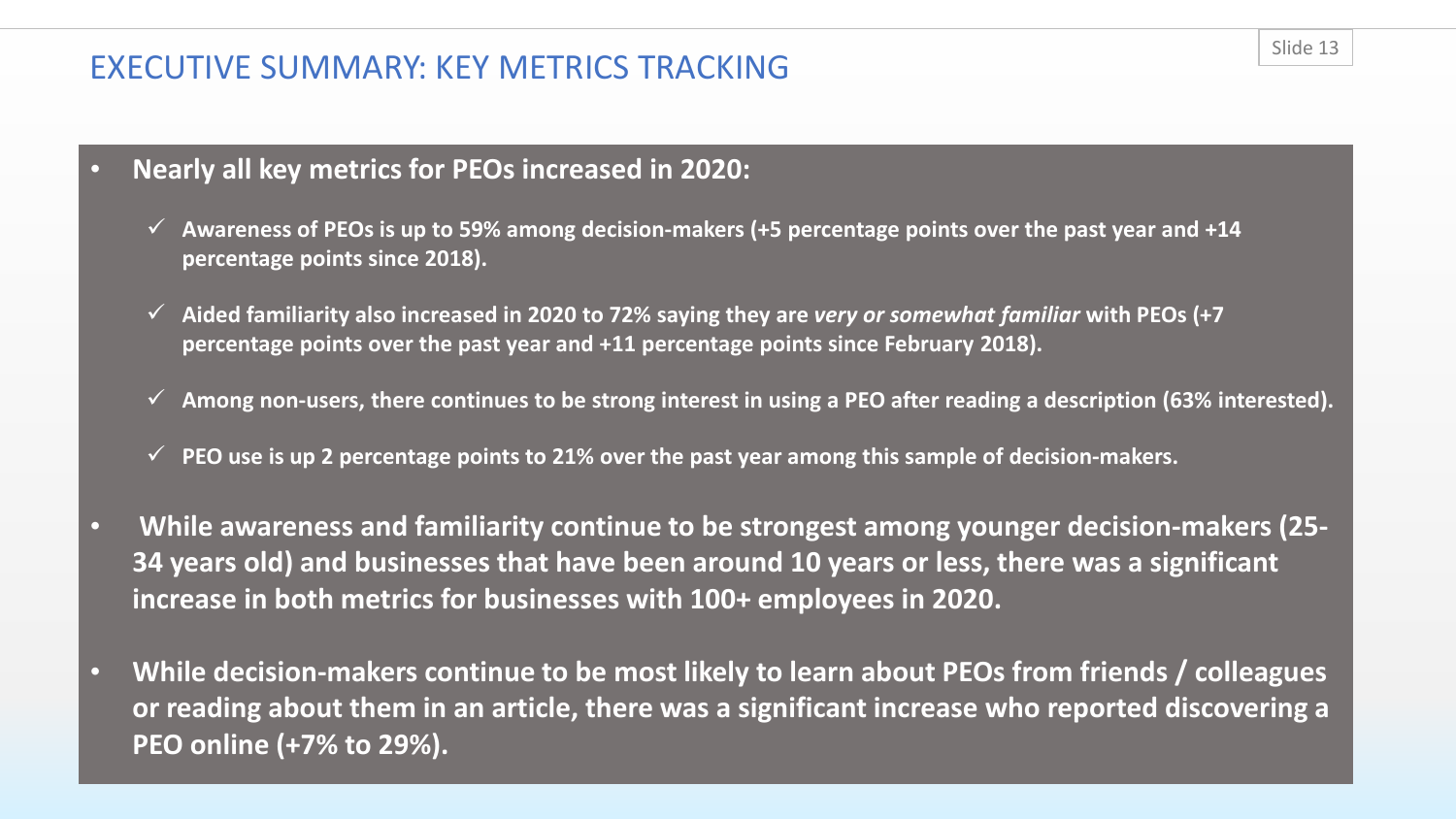# EXECUTIVE SUMMARY: KEY METRICS TRACKING

- **Nearly all key metrics for PEOs increased in 2020:**
  - ✓ **Awareness of PEOs is up to 59% among decision-makers (+5 percentage points over the past year and +14 percentage points since 2018).**
  - ✓ **Aided familiarity also increased in 2020 to 72% saying they are *very or somewhat familiar* with PEOs (+7 percentage points over the past year and +11 percentage points since February 2018).**
  - ✓ **Among non-users, there continues to be strong interest in using a PEO after reading a description (63% interested).**
  - ✓ **PEO use is up 2 percentage points to 21% over the past year among this sample of decision-makers.**
- **While awareness and familiarity continue to be strongest among younger decision-makers (25-34 years old) and businesses that have been around 10 years or less, there was a significant increase in both metrics for businesses with 100+ employees in 2020.**
- **While decision-makers continue to be most likely to learn about PEOs from friends / colleagues or reading about them in an article, there was a significant increase who reported discovering a PEO online (+7% to 29%).**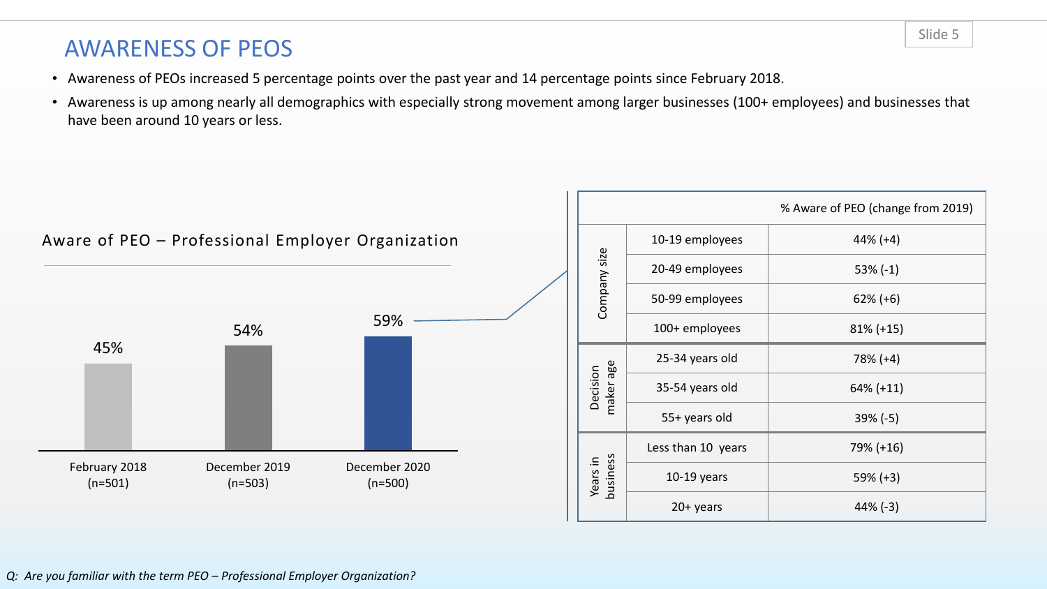# AWARENESS OF PEOS

- Awareness of PEOs increased 5 percentage points over the past year and 14 percentage points since February 2018.
- Awareness is up among nearly all demographics with especially strong movement among larger businesses (100+ employees) and businesses that have been around 10 years or less.

**Aware of PEO – Professional Employer Organization**

| | February 2018 (n=501) | December 2019 (n=503) | December 2020 (n=500) |
|---|---|---|---|
| Aware of PEO | 45% | 54% | 59% |

| | | % Aware of PEO (change from 2019) |
|---|---|---|
| Company size | 10-19 employees | 44% (+4) |
| | 20-49 employees | 53% (-1) |
| | 50-99 employees | 62% (+6) |
| | 100+ employees | 81% (+15) |
| Decision maker age | 25-34 years old | 78% (+4) |
| | 35-54 years old | 64% (+11) |
| | 55+ years old | 39% (-5) |
| Years in business | Less than 10 years | 79% (+16) |
| | 10-19 years | 59% (+3) |
| | 20+ years | 44% (-3) |

*Q: Are you familiar with the term PEO – Professional Employer Organization?*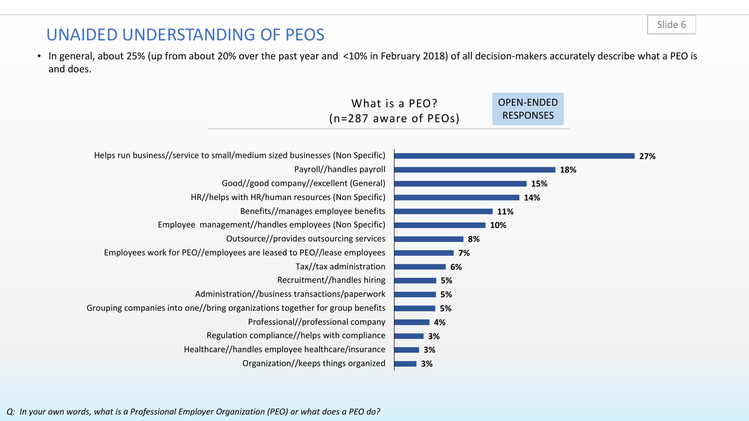## UNAIDED UNDERSTANDING OF PEOS

- In general, about 25% (up from about 20% over the past year and <10% in February 2018) of all decision-makers accurately describe what a PEO is and does.

What is a PEO?
(n=287 aware of PEOs)

OPEN-ENDED RESPONSES

| Response | % |
|---|---|
| Helps run business//service to small/medium sized businesses (Non Specific) | 27% |
| Payroll//handles payroll | 18% |
| Good//good company//excellent (General) | 15% |
| HR//helps with HR/human resources (Non Specific) | 14% |
| Benefits//manages employee benefits | 11% |
| Employee management//handles employees (Non Specific) | 10% |
| Outsource//provides outsourcing services | 8% |
| Employees work for PEO//employees are leased to PEO//lease employees | 7% |
| Tax//tax administration | 6% |
| Recruitment//handles hiring | 5% |
| Administration//business transactions/paperwork | 5% |
| Grouping companies into one//bring organizations together for group benefits | 5% |
| Professional//professional company | 4% |
| Regulation compliance//helps with compliance | 3% |
| Healthcare//handles employee healthcare/insurance | 3% |
| Organization//keeps things organized | 3% |

*Q: In your own words, what is a Professional Employer Organization (PEO) or what does a PEO do?*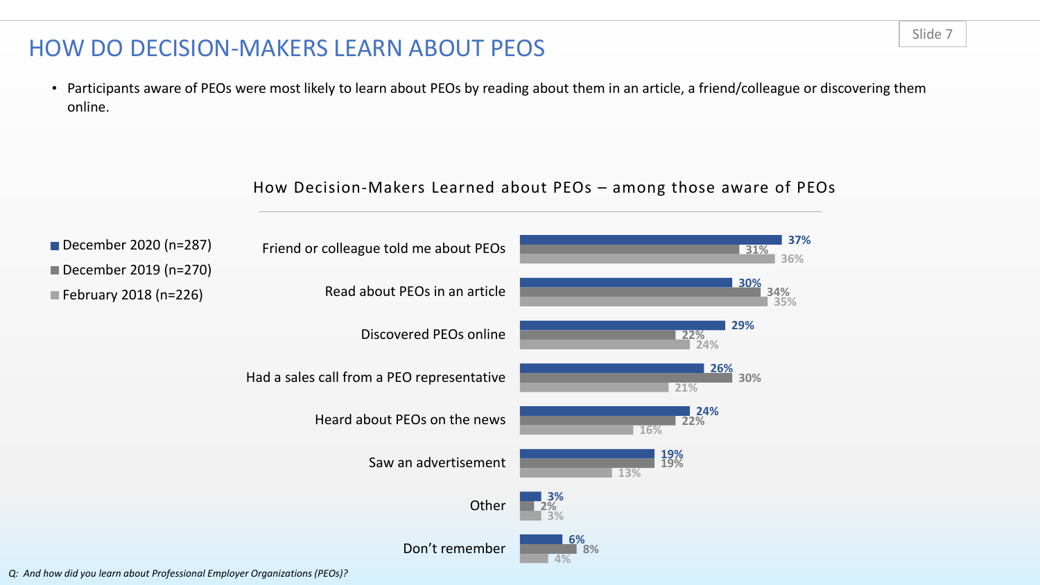# HOW DO DECISION-MAKERS LEARN ABOUT PEOS

- Participants aware of PEOs were most likely to learn about PEOs by reading about them in an article, a friend/colleague or discovering them online.

**How Decision-Makers Learned about PEOs – among those aware of PEOs**

| | December 2020 (n=287) | December 2019 (n=270) | February 2018 (n=226) |
|---|---|---|---|
| Friend or colleague told me about PEOs | 37% | 31% | 36% |
| Read about PEOs in an article | 30% | 34% | 35% |
| Discovered PEOs online | 29% | 22% | 24% |
| Had a sales call from a PEO representative | 26% | 30% | 21% |
| Heard about PEOs on the news | 24% | 22% | 16% |
| Saw an advertisement | 19% | 19% | 13% |
| Other | 3% | 2% | 3% |
| Don't remember | 6% | 8% | 4% |

*Q: And how did you learn about Professional Employer Organizations (PEOs)?*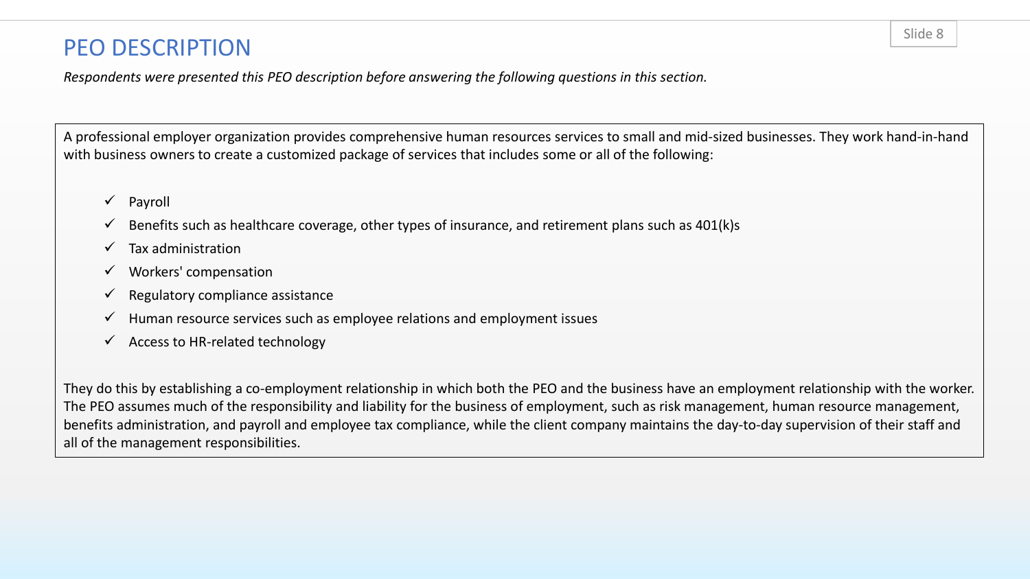# PEO DESCRIPTION

*Respondents were presented this PEO description before answering the following questions in this section.*

A professional employer organization provides comprehensive human resources services to small and mid-sized businesses. They work hand-in-hand with business owners to create a customized package of services that includes some or all of the following:

- ✓ Payroll
- ✓ Benefits such as healthcare coverage, other types of insurance, and retirement plans such as 401(k)s
- ✓ Tax administration
- ✓ Workers' compensation
- ✓ Regulatory compliance assistance
- ✓ Human resource services such as employee relations and employment issues
- ✓ Access to HR-related technology

They do this by establishing a co-employment relationship in which both the PEO and the business have an employment relationship with the worker. The PEO assumes much of the responsibility and liability for the business of employment, such as risk management, human resource management, benefits administration, and payroll and employee tax compliance, while the client company maintains the day-to-day supervision of their staff and all of the management responsibilities.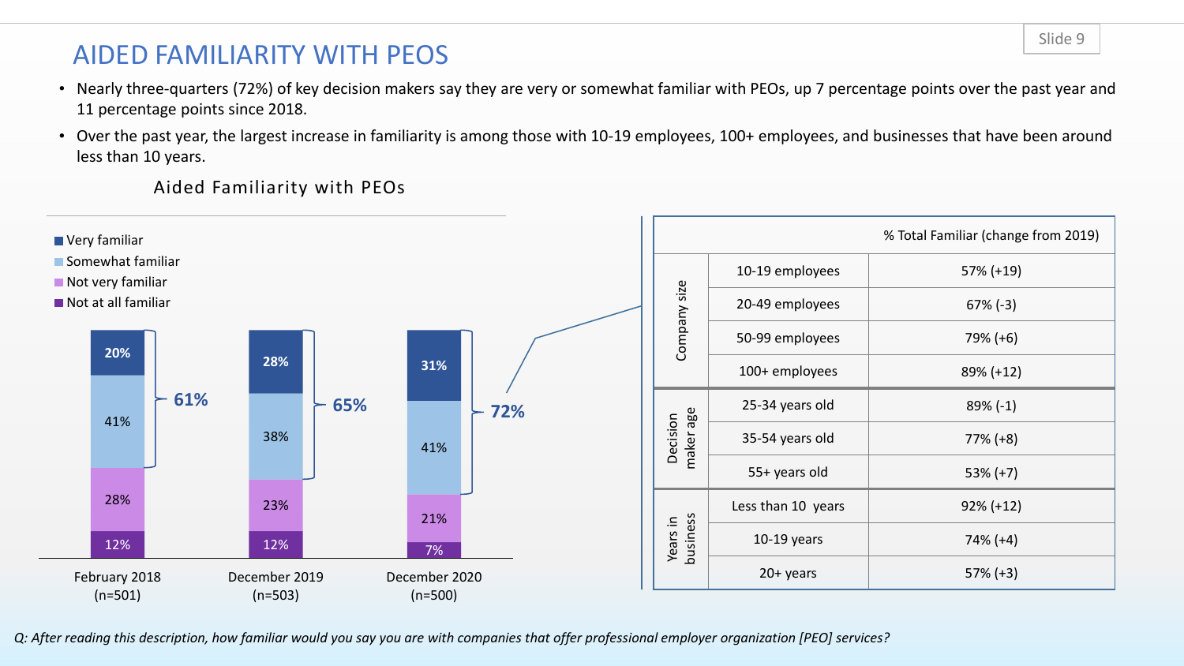# AIDED FAMILIARITY WITH PEOS

- Nearly three-quarters (72%) of key decision makers say they are very or somewhat familiar with PEOs, up 7 percentage points over the past year and 11 percentage points since 2018.
- Over the past year, the largest increase in familiarity is among those with 10-19 employees, 100+ employees, and businesses that have been around less than 10 years.

## Aided Familiarity with PEOs

| | February 2018 (n=501) | December 2019 (n=503) | December 2020 (n=500) |
|---|---|---|---|
| Very familiar | 20% | 28% | 31% |
| Somewhat familiar | 41% | 38% | 41% |
| Not very familiar | 28% | 23% | 21% |
| Not at all familiar | 12% | 12% | 7% |
| **Total familiar** | **61%** | **65%** | **72%** |

| | | % Total Familiar (change from 2019) |
|---|---|---|
| Company size | 10-19 employees | 57% (+19) |
| | 20-49 employees | 67% (-3) |
| | 50-99 employees | 79% (+6) |
| | 100+ employees | 89% (+12) |
| Decision maker age | 25-34 years old | 89% (-1) |
| | 35-54 years old | 77% (+8) |
| | 55+ years old | 53% (+7) |
| Years in business | Less than 10 years | 92% (+12) |
| | 10-19 years | 74% (+4) |
| | 20+ years | 57% (+3) |

*Q: After reading this description, how familiar would you say you are with companies that offer professional employer organization [PEO] services?*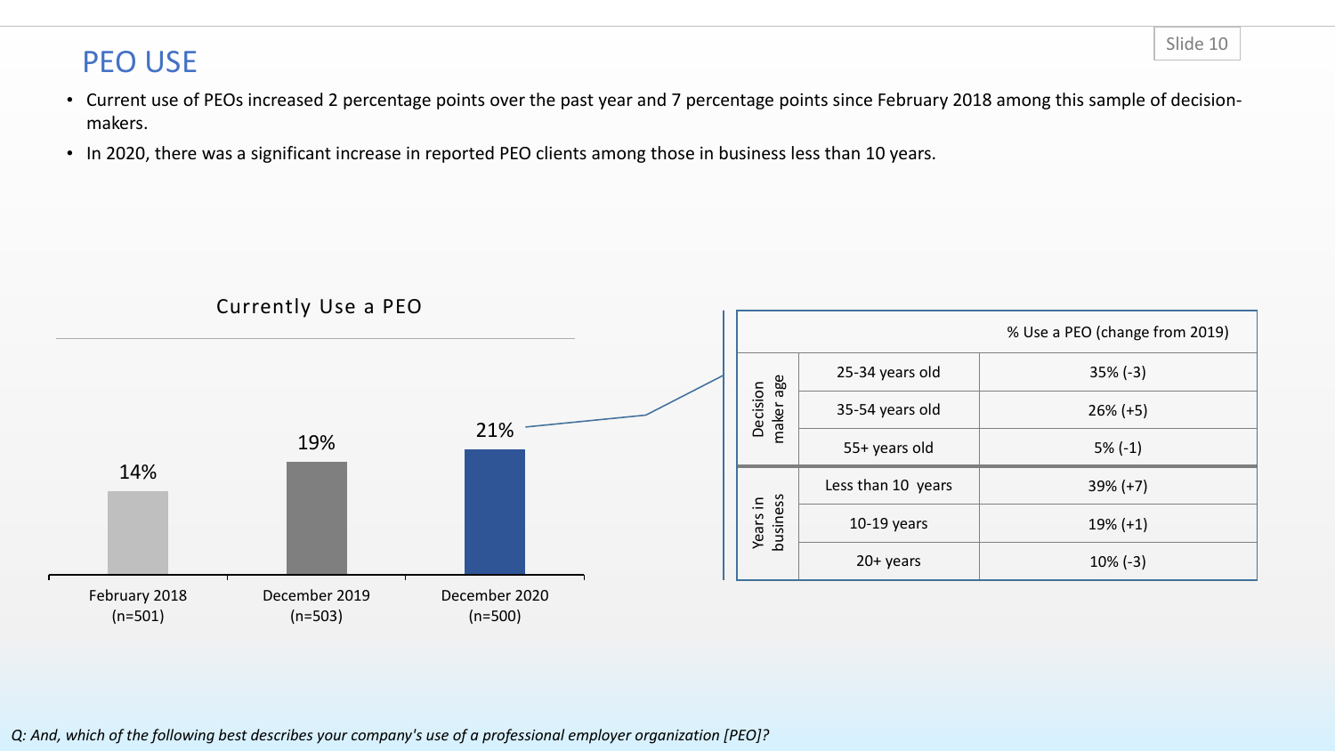# PEO USE

- Current use of PEOs increased 2 percentage points over the past year and 7 percentage points since February 2018 among this sample of decision-makers.
- In 2020, there was a significant increase in reported PEO clients among those in business less than 10 years.

**Currently Use a PEO**

| | February 2018 (n=501) | December 2019 (n=503) | December 2020 (n=500) |
|---|---|---|---|
| Currently Use a PEO | 14% | 19% | 21% |

| | | % Use a PEO (change from 2019) |
|---|---|---|
| Decision maker age | 25-34 years old | 35% (-3) |
| | 35-54 years old | 26% (+5) |
| | 55+ years old | 5% (-1) |
| Years in business | Less than 10 years | 39% (+7) |
| | 10-19 years | 19% (+1) |
| | 20+ years | 10% (-3) |

*Q: And, which of the following best describes your company's use of a professional employer organization [PEO]?*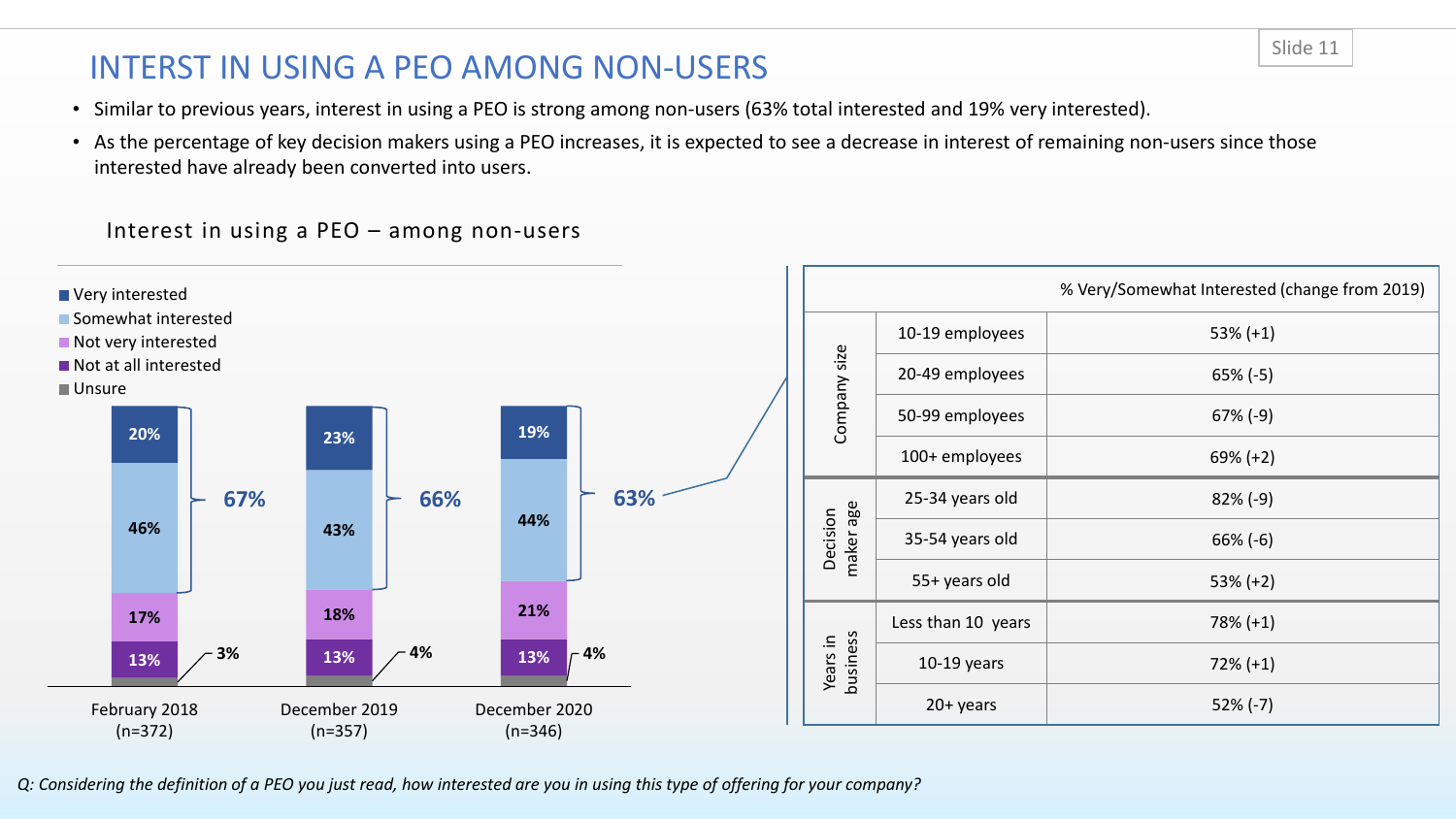# INTERST IN USING A PEO AMONG NON-USERS

- Similar to previous years, interest in using a PEO is strong among non-users (63% total interested and 19% very interested).
- As the percentage of key decision makers using a PEO increases, it is expected to see a decrease in interest of remaining non-users since those interested have already been converted into users.

**Interest in using a PEO – among non-users**

| | February 2018 (n=372) | December 2019 (n=357) | December 2020 (n=346) |
|---|---|---|---|
| Very interested | 20% | 23% | 19% |
| Somewhat interested | 46% | 43% | 44% |
| Not very interested | 17% | 18% | 21% |
| Not at all interested | 13% | 13% | 13% |
| Unsure | 3% | 4% | 4% |
| Total interested | 67% | 66% | 63% |

| | | % Very/Somewhat Interested (change from 2019) |
|---|---|---|
| Company size | 10-19 employees | 53% (+1) |
| | 20-49 employees | 65% (-5) |
| | 50-99 employees | 67% (-9) |
| | 100+ employees | 69% (+2) |
| Decision maker age | 25-34 years old | 82% (-9) |
| | 35-54 years old | 66% (-6) |
| | 55+ years old | 53% (+2) |
| Years in business | Less than 10 years | 78% (+1) |
| | 10-19 years | 72% (+1) |
| | 20+ years | 52% (-7) |

*Q: Considering the definition of a PEO you just read, how interested are you in using this type of offering for your company?*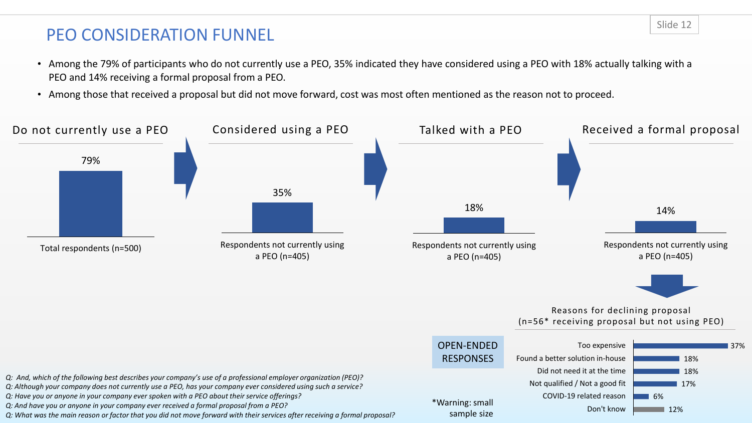# PEO CONSIDERATION FUNNEL

- Among the 79% of participants who do not currently use a PEO, 35% indicated they have considered using a PEO with 18% actually talking with a PEO and 14% receiving a formal proposal from a PEO.
- Among those that received a proposal but did not move forward, cost was most often mentioned as the reason not to proceed.

| Do not currently use a PEO | Considered using a PEO | Talked with a PEO | Received a formal proposal |
| --- | --- | --- | --- |
| 79% | 35% | 18% | 14% |
| Total respondents (n=500) | Respondents not currently using a PEO (n=405) | Respondents not currently using a PEO (n=405) | Respondents not currently using a PEO (n=405) |

**Reasons for declining proposal (n=56* receiving proposal but not using PEO)**

OPEN-ENDED RESPONSES

| Reason | % |
| --- | --- |
| Too expensive | 37% |
| Found a better solution in-house | 18% |
| Did not need it at the time | 18% |
| Not qualified / Not a good fit | 17% |
| COVID-19 related reason | 6% |
| Don't know | 12% |

*Warning: small sample size

*Q: And, which of the following best describes your company's use of a professional employer organization (PEO)?*
*Q: Although your company does not currently use a PEO, has your company ever considered using such a service?*
*Q: Have you or anyone in your company ever spoken with a PEO about their service offerings?*
*Q: And have you or anyone in your company ever received a formal proposal from a PEO?*
*Q: What was the main reason or factor that you did not move forward with their services after receiving a formal proposal?*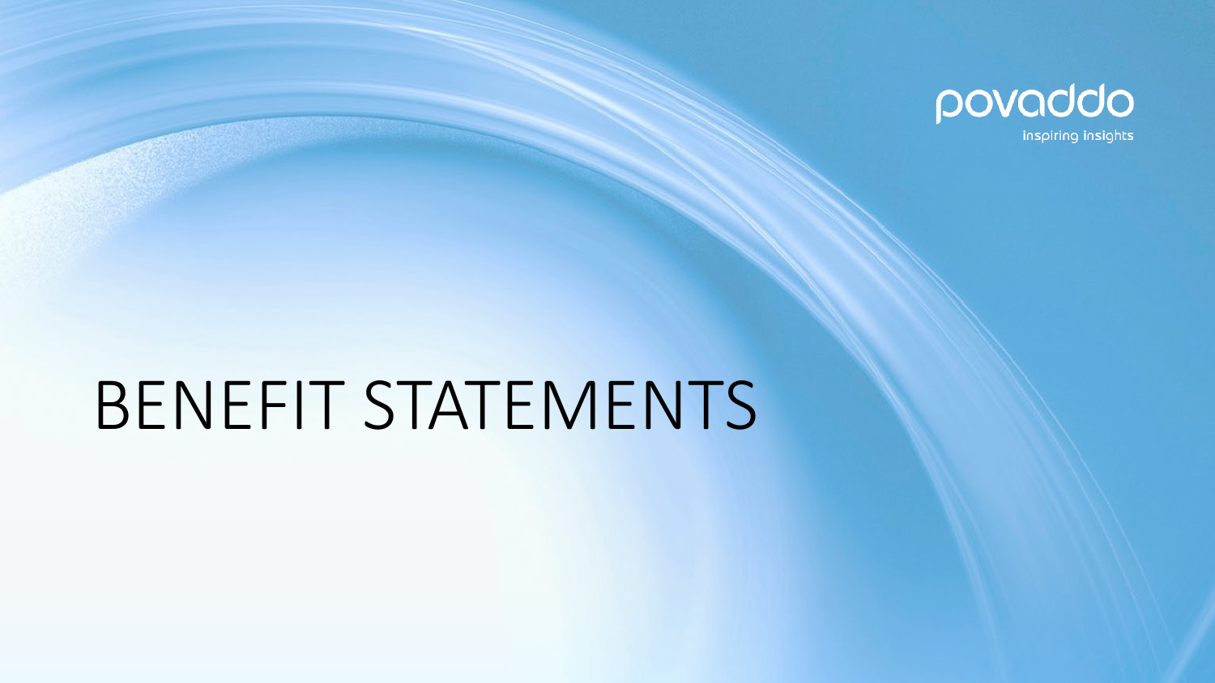povaddo

inspiring insights

# BENEFIT STATEMENTS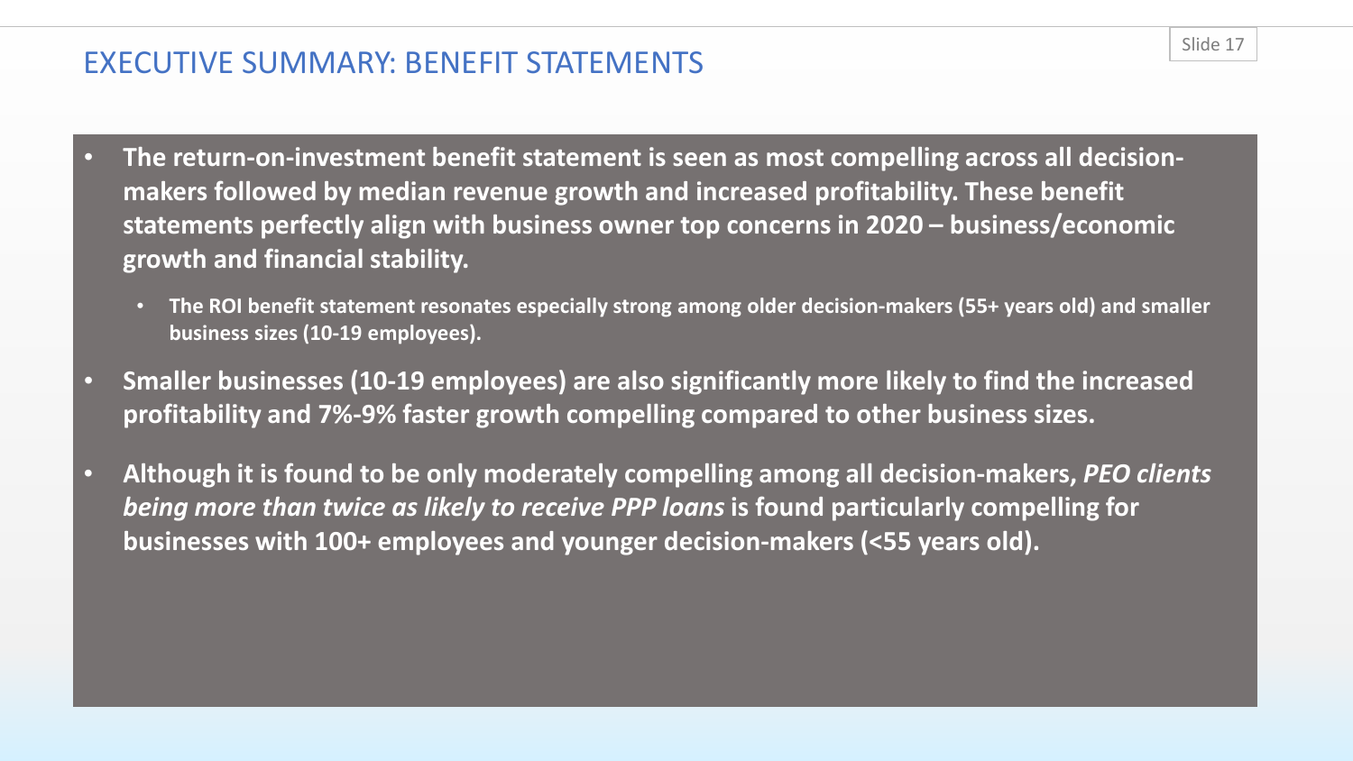# EXECUTIVE SUMMARY: BENEFIT STATEMENTS

- **The return-on-investment benefit statement is seen as most compelling across all decision-makers followed by median revenue growth and increased profitability. These benefit statements perfectly align with business owner top concerns in 2020 – business/economic growth and financial stability.**
  - **The ROI benefit statement resonates especially strong among older decision-makers (55+ years old) and smaller business sizes (10-19 employees).**
- **Smaller businesses (10-19 employees) are also significantly more likely to find the increased profitability and 7%-9% faster growth compelling compared to other business sizes.**
- **Although it is found to be only moderately compelling among all decision-makers, *PEO clients being more than twice as likely to receive PPP loans* is found particularly compelling for businesses with 100+ employees and younger decision-makers (<55 years old).**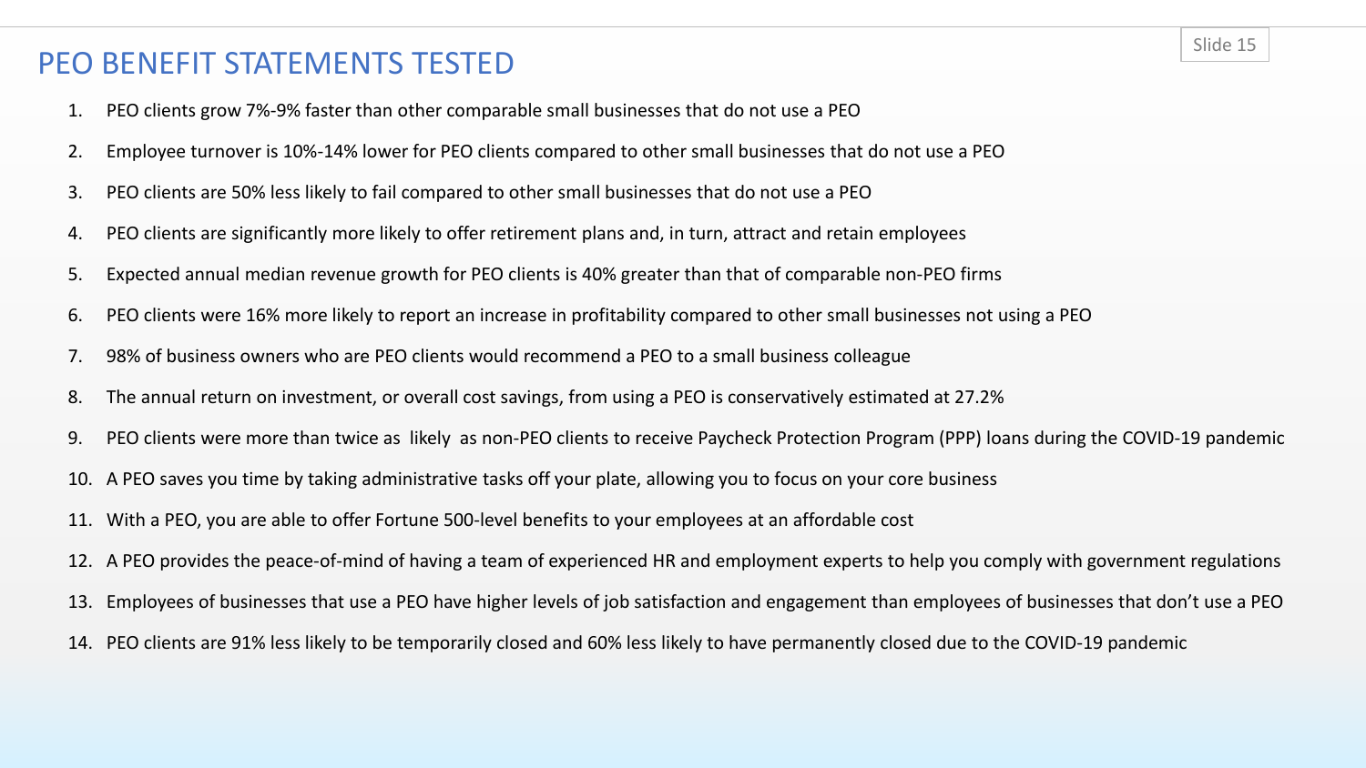# PEO BENEFIT STATEMENTS TESTED

1. PEO clients grow 7%-9% faster than other comparable small businesses that do not use a PEO
2. Employee turnover is 10%-14% lower for PEO clients compared to other small businesses that do not use a PEO
3. PEO clients are 50% less likely to fail compared to other small businesses that do not use a PEO
4. PEO clients are significantly more likely to offer retirement plans and, in turn, attract and retain employees
5. Expected annual median revenue growth for PEO clients is 40% greater than that of comparable non-PEO firms
6. PEO clients were 16% more likely to report an increase in profitability compared to other small businesses not using a PEO
7. 98% of business owners who are PEO clients would recommend a PEO to a small business colleague
8. The annual return on investment, or overall cost savings, from using a PEO is conservatively estimated at 27.2%
9. PEO clients were more than twice as likely as non-PEO clients to receive Paycheck Protection Program (PPP) loans during the COVID-19 pandemic
10. A PEO saves you time by taking administrative tasks off your plate, allowing you to focus on your core business
11. With a PEO, you are able to offer Fortune 500-level benefits to your employees at an affordable cost
12. A PEO provides the peace-of-mind of having a team of experienced HR and employment experts to help you comply with government regulations
13. Employees of businesses that use a PEO have higher levels of job satisfaction and engagement than employees of businesses that don't use a PEO
14. PEO clients are 91% less likely to be temporarily closed and 60% less likely to have permanently closed due to the COVID-19 pandemic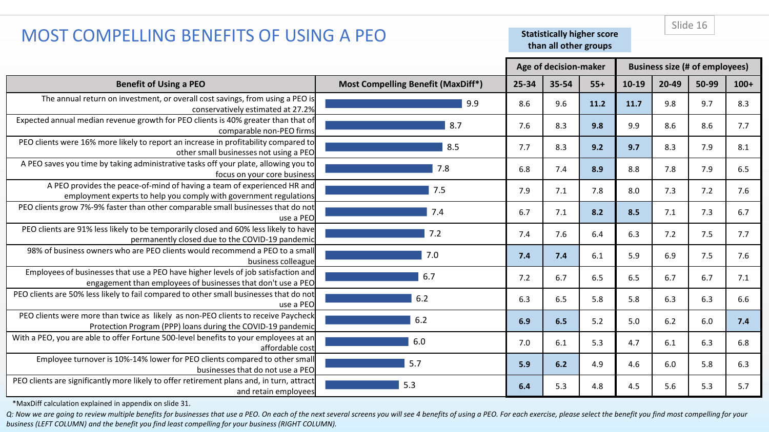# MOST COMPELLING BENEFITS OF USING A PEO

**Statistically higher score than all other groups** (highlighted values shown in bold)

| Benefit of Using a PEO | Most Compelling Benefit (MaxDiff*) | Age of decision-maker | | | Business size (# of employees) | | | |
|---|---|---|---|---|---|---|---|---|
| | | 25-34 | 35-54 | 55+ | 10-19 | 20-49 | 50-99 | 100+ |
| The annual return on investment, or overall cost savings, from using a PEO is conservatively estimated at 27.2% | 9.9 | 8.6 | 9.6 | **11.2** | **11.7** | 9.8 | 9.7 | 8.3 |
| Expected annual median revenue growth for PEO clients is 40% greater than that of comparable non-PEO firms | 8.7 | 7.6 | 8.3 | **9.8** | 9.9 | 8.6 | 8.6 | 7.7 |
| PEO clients were 16% more likely to report an increase in profitability compared to other small businesses not using a PEO | 8.5 | 7.7 | 8.3 | **9.2** | **9.7** | 8.3 | 7.9 | 8.1 |
| A PEO saves you time by taking administrative tasks off your plate, allowing you to focus on your core business | 7.8 | 6.8 | 7.4 | **8.9** | 8.8 | 7.8 | 7.9 | 6.5 |
| A PEO provides the peace-of-mind of having a team of experienced HR and employment experts to help you comply with government regulations | 7.5 | 7.9 | 7.1 | 7.8 | 8.0 | 7.3 | 7.2 | 7.6 |
| PEO clients grow 7%-9% faster than other comparable small businesses that do not use a PEO | 7.4 | 6.7 | 7.1 | **8.2** | **8.5** | 7.1 | 7.3 | 6.7 |
| PEO clients are 91% less likely to be temporarily closed and 60% less likely to have permanently closed due to the COVID-19 pandemic | 7.2 | 7.4 | 7.6 | 6.4 | 6.3 | 7.2 | 7.5 | 7.7 |
| 98% of business owners who are PEO clients would recommend a PEO to a small business colleague | 7.0 | **7.4** | **7.4** | 6.1 | 5.9 | 6.9 | 7.5 | 7.6 |
| Employees of businesses that use a PEO have higher levels of job satisfaction and engagement than employees of businesses that don't use a PEO | 6.7 | 7.2 | 6.7 | 6.5 | 6.5 | 6.7 | 6.7 | 7.1 |
| PEO clients are 50% less likely to fail compared to other small businesses that do not use a PEO | 6.2 | 6.3 | 6.5 | 5.8 | 5.8 | 6.3 | 6.3 | 6.6 |
| PEO clients were more than twice as likely as non-PEO clients to receive Paycheck Protection Program (PPP) loans during the COVID-19 pandemic | 6.2 | **6.9** | **6.5** | 5.2 | 5.0 | 6.2 | 6.0 | **7.4** |
| With a PEO, you are able to offer Fortune 500-level benefits to your employees at an affordable cost | 6.0 | 7.0 | 6.1 | 5.3 | 4.7 | 6.1 | 6.3 | 6.8 |
| Employee turnover is 10%-14% lower for PEO clients compared to other small businesses that do not use a PEO | 5.7 | **5.9** | **6.2** | 4.9 | 4.6 | 6.0 | 5.8 | 6.3 |
| PEO clients are significantly more likely to offer retirement plans and, in turn, attract and retain employees | 5.3 | **6.4** | 5.3 | 4.8 | 4.5 | 5.6 | 5.3 | 5.7 |

*MaxDiff calculation explained in appendix on slide 31.

*Q: Now we are going to review multiple benefits for businesses that use a PEO. On each of the next several screens you will see 4 benefits of using a PEO. For each exercise, please select the benefit you find most compelling for your business (LEFT COLUMN) and the benefit you find least compelling for your business (RIGHT COLUMN).*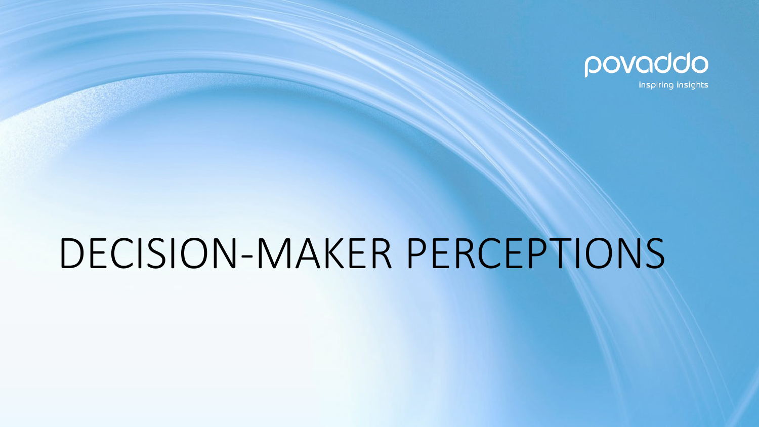# DECISION-MAKER PERCEPTIONS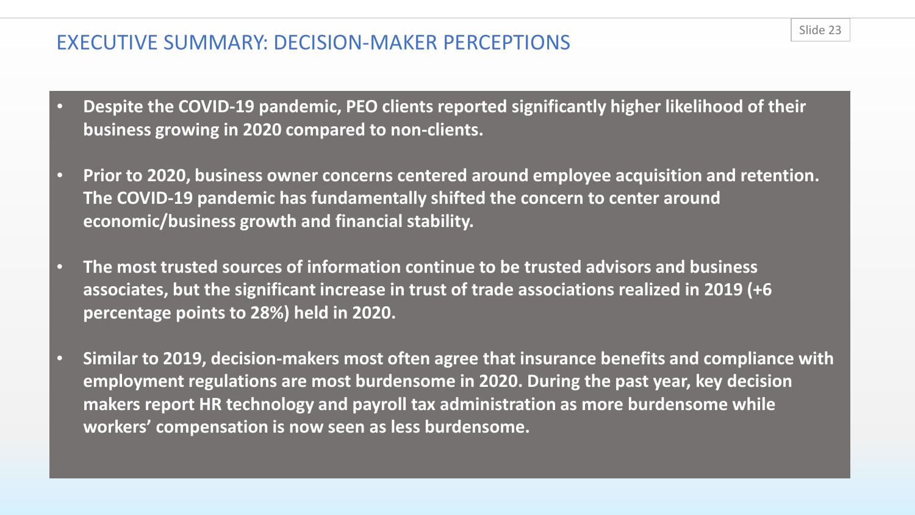## EXECUTIVE SUMMARY: DECISION-MAKER PERCEPTIONS

- **Despite the COVID-19 pandemic, PEO clients reported significantly higher likelihood of their business growing in 2020 compared to non-clients.**
- **Prior to 2020, business owner concerns centered around employee acquisition and retention. The COVID-19 pandemic has fundamentally shifted the concern to center around economic/business growth and financial stability.**
- **The most trusted sources of information continue to be trusted advisors and business associates, but the significant increase in trust of trade associations realized in 2019 (+6 percentage points to 28%) held in 2020.**
- **Similar to 2019, decision-makers most often agree that insurance benefits and compliance with employment regulations are most burdensome in 2020. During the past year, key decision makers report HR technology and payroll tax administration as more burdensome while workers' compensation is now seen as less burdensome.**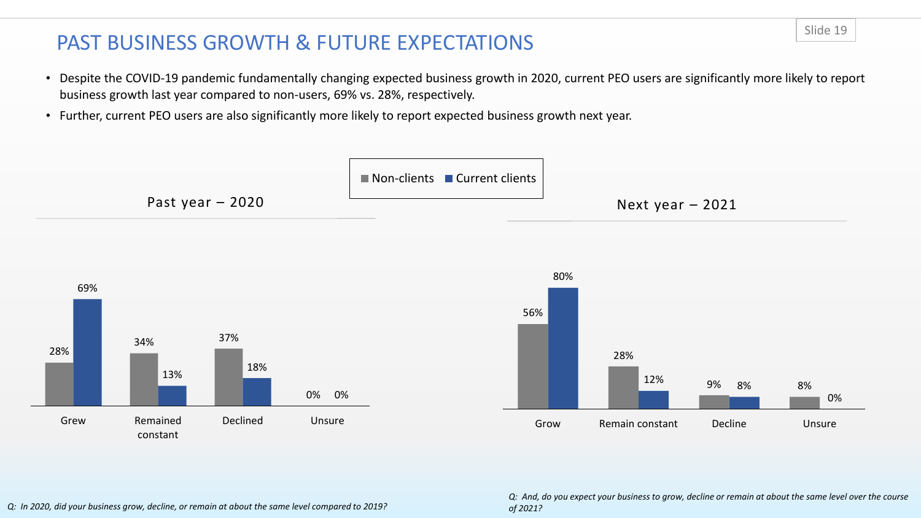# PAST BUSINESS GROWTH & FUTURE EXPECTATIONS

- Despite the COVID-19 pandemic fundamentally changing expected business growth in 2020, current PEO users are significantly more likely to report business growth last year compared to non-users, 69% vs. 28%, respectively.
- Further, current PEO users are also significantly more likely to report expected business growth next year.

### Past year – 2020

| | Non-clients | Current clients |
|---|---|---|
| Grew | 28% | 69% |
| Remained constant | 34% | 13% |
| Declined | 37% | 18% |
| Unsure | 0% | 0% |

### Next year – 2021

| | Non-clients | Current clients |
|---|---|---|
| Grow | 56% | 80% |
| Remain constant | 28% | 12% |
| Decline | 9% | 8% |
| Unsure | 8% | 0% |

*Q: In 2020, did your business grow, decline, or remain at about the same level compared to 2019?*

*Q: And, do you expect your business to grow, decline or remain at about the same level over the course of 2021?*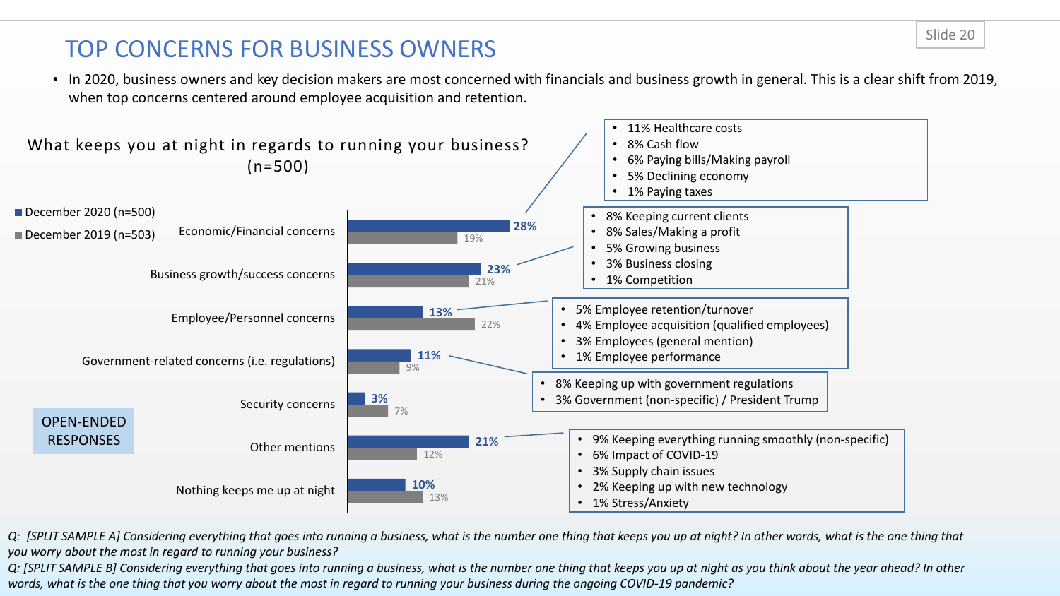# TOP CONCERNS FOR BUSINESS OWNERS

- In 2020, business owners and key decision makers are most concerned with financials and business growth in general. This is a clear shift from 2019, when top concerns centered around employee acquisition and retention.

## What keeps you at night in regards to running your business? (n=500)

OPEN-ENDED RESPONSES

| Concern | December 2020 (n=500) | December 2019 (n=503) |
|---|---|---|
| Economic/Financial concerns | 28% | 19% |
| Business growth/success concerns | 23% | 21% |
| Employee/Personnel concerns | 13% | 22% |
| Government-related concerns (i.e. regulations) | 11% | 9% |
| Security concerns | 3% | 7% |
| Other mentions | 21% | 12% |
| Nothing keeps me up at night | 10% | 13% |

**Economic/Financial concerns:**
- 11% Healthcare costs
- 8% Cash flow
- 6% Paying bills/Making payroll
- 5% Declining economy
- 1% Paying taxes

**Business growth/success concerns:**
- 8% Keeping current clients
- 8% Sales/Making a profit
- 5% Growing business
- 3% Business closing
- 1% Competition

**Employee/Personnel concerns:**
- 5% Employee retention/turnover
- 4% Employee acquisition (qualified employees)
- 3% Employees (general mention)
- 1% Employee performance

**Government-related concerns:**
- 8% Keeping up with government regulations
- 3% Government (non-specific) / President Trump

**Other mentions:**
- 9% Keeping everything running smoothly (non-specific)
- 6% Impact of COVID-19
- 3% Supply chain issues
- 2% Keeping up with new technology
- 1% Stress/Anxiety

*Q: [SPLIT SAMPLE A] Considering everything that goes into running a business, what is the number one thing that keeps you up at night? In other words, what is the one thing that you worry about the most in regard to running your business?*

*Q: [SPLIT SAMPLE B] Considering everything that goes into running a business, what is the number one thing that keeps you up at night as you think about the year ahead? In other words, what is the one thing that you worry about the most in regard to running your business during the ongoing COVID-19 pandemic?*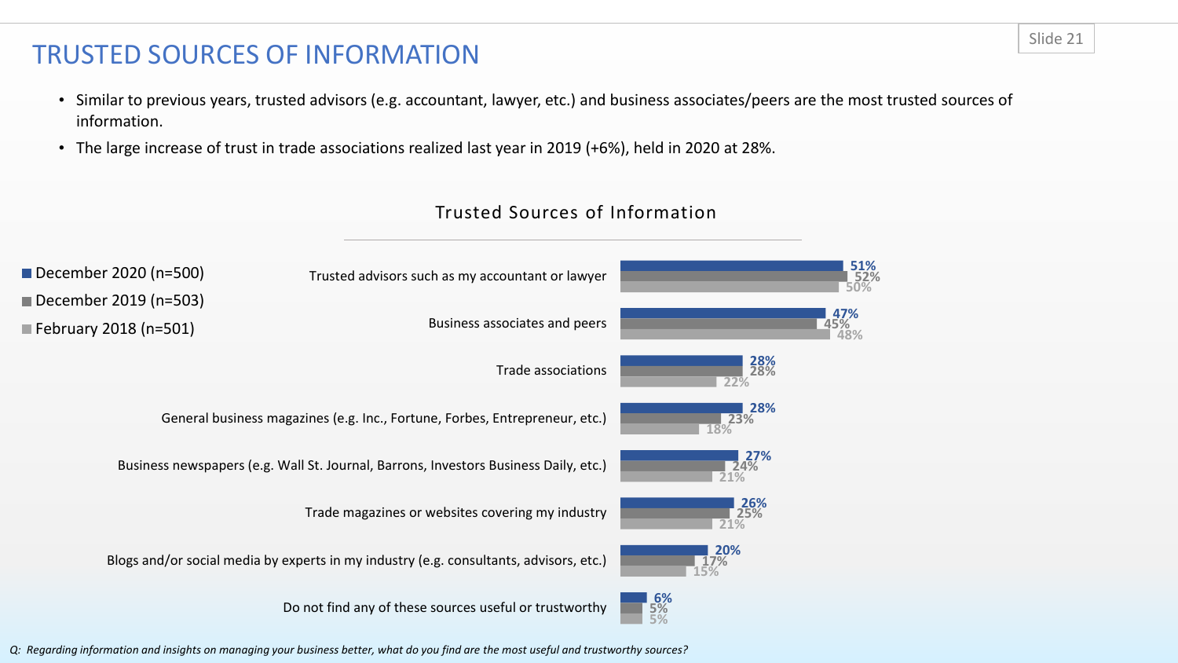# TRUSTED SOURCES OF INFORMATION

- Similar to previous years, trusted advisors (e.g. accountant, lawyer, etc.) and business associates/peers are the most trusted sources of information.
- The large increase of trust in trade associations realized last year in 2019 (+6%), held in 2020 at 28%.

## Trusted Sources of Information

| Source | December 2020 (n=500) | December 2019 (n=503) | February 2018 (n=501) |
|---|---|---|---|
| Trusted advisors such as my accountant or lawyer | 51% | 52% | 50% |
| Business associates and peers | 47% | 45% | 48% |
| Trade associations | 28% | 28% | 22% |
| General business magazines (e.g. Inc., Fortune, Forbes, Entrepreneur, etc.) | 28% | 23% | 18% |
| Business newspapers (e.g. Wall St. Journal, Barrons, Investors Business Daily, etc.) | 27% | 24% | 21% |
| Trade magazines or websites covering my industry | 26% | 25% | 21% |
| Blogs and/or social media by experts in my industry (e.g. consultants, advisors, etc.) | 20% | 17% | 15% |
| Do not find any of these sources useful or trustworthy | 6% | 5% | 5% |

*Q: Regarding information and insights on managing your business better, what do you find are the most useful and trustworthy sources?*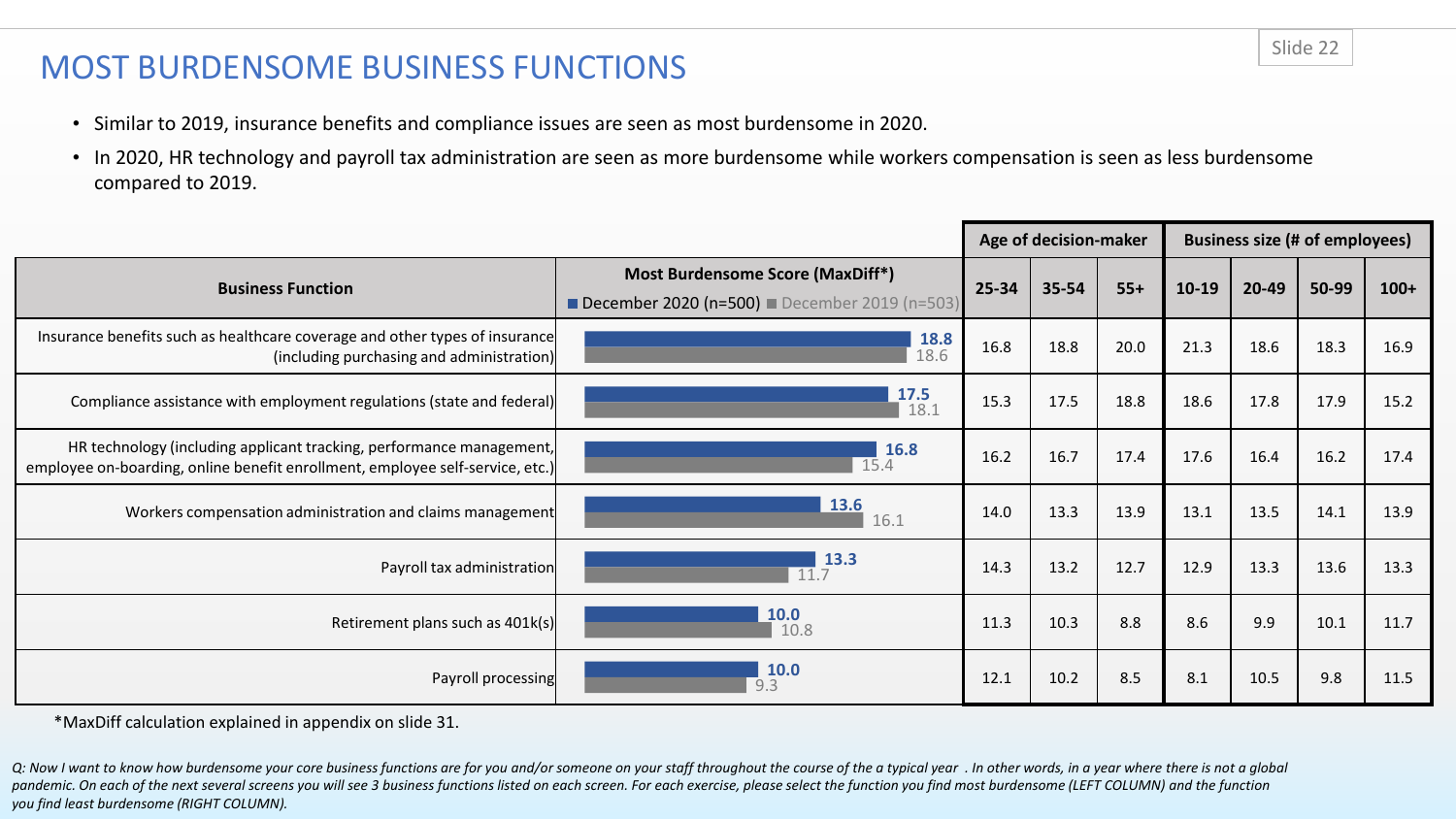# MOST BURDENSOME BUSINESS FUNCTIONS

- Similar to 2019, insurance benefits and compliance issues are seen as most burdensome in 2020.
- In 2020, HR technology and payroll tax administration are seen as more burdensome while workers compensation is seen as less burdensome compared to 2019.

| Business Function | Most Burdensome Score (MaxDiff*) December 2020 (n=500) | December 2019 (n=503) | Age of decision-maker | | | Business size (# of employees) | | | |
|---|---|---|---|---|---|---|---|---|---|
| | | | 25-34 | 35-54 | 55+ | 10-19 | 20-49 | 50-99 | 100+ |
| Insurance benefits such as healthcare coverage and other types of insurance (including purchasing and administration) | 18.8 | 18.6 | 16.8 | 18.8 | 20.0 | 21.3 | 18.6 | 18.3 | 16.9 |
| Compliance assistance with employment regulations (state and federal) | 17.5 | 18.1 | 15.3 | 17.5 | 18.8 | 18.6 | 17.8 | 17.9 | 15.2 |
| HR technology (including applicant tracking, performance management, employee on-boarding, online benefit enrollment, employee self-service, etc.) | 16.8 | 15.4 | 16.2 | 16.7 | 17.4 | 17.6 | 16.4 | 16.2 | 17.4 |
| Workers compensation administration and claims management | 13.6 | 16.1 | 14.0 | 13.3 | 13.9 | 13.1 | 13.5 | 14.1 | 13.9 |
| Payroll tax administration | 13.3 | 11.7 | 14.3 | 13.2 | 12.7 | 12.9 | 13.3 | 13.6 | 13.3 |
| Retirement plans such as 401k(s) | 10.0 | 10.8 | 11.3 | 10.3 | 8.8 | 8.6 | 9.9 | 10.1 | 11.7 |
| Payroll processing | 10.0 | 9.3 | 12.1 | 10.2 | 8.5 | 8.1 | 10.5 | 9.8 | 11.5 |

*MaxDiff calculation explained in appendix on slide 31.

*Q: Now I want to know how burdensome your core business functions are for you and/or someone on your staff throughout the course of the a typical year . In other words, in a year where there is not a global pandemic. On each of the next several screens you will see 3 business functions listed on each screen. For each exercise, please select the function you find most burdensome (LEFT COLUMN) and the function you find least burdensome (RIGHT COLUMN).*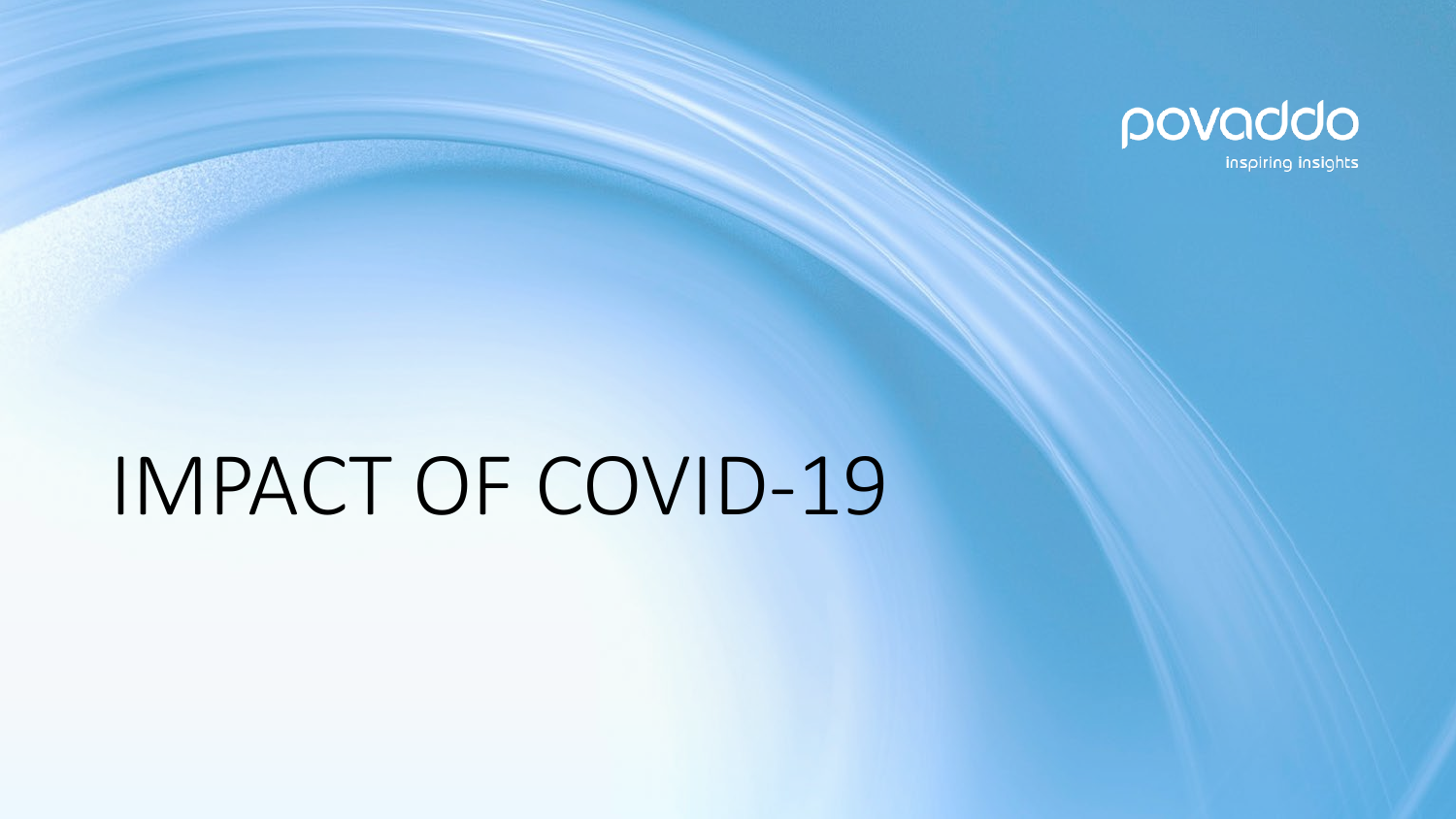povaddo

inspiring insights

# IMPACT OF COVID-19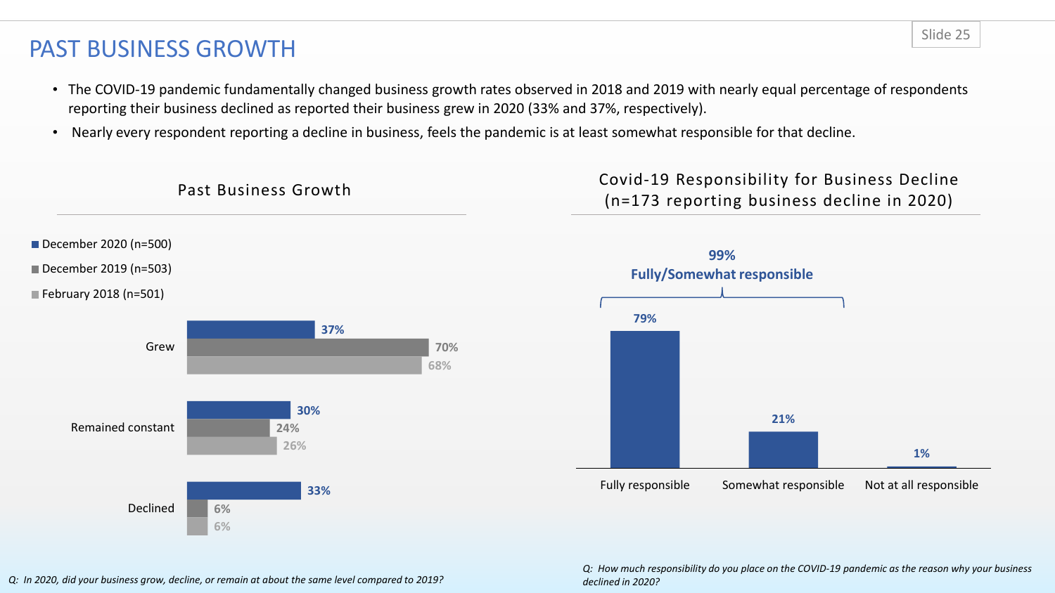# PAST BUSINESS GROWTH

- The COVID-19 pandemic fundamentally changed business growth rates observed in 2018 and 2019 with nearly equal percentage of respondents reporting their business declined as reported their business grew in 2020 (33% and 37%, respectively).
- Nearly every respondent reporting a decline in business, feels the pandemic is at least somewhat responsible for that decline.

## Past Business Growth

| | December 2020 (n=500) | December 2019 (n=503) | February 2018 (n=501) |
|---|---|---|---|
| Grew | 37% | 70% | 68% |
| Remained constant | 30% | 24% | 26% |
| Declined | 33% | 6% | 6% |

*Q: In 2020, did your business grow, decline, or remain at about the same level compared to 2019?*

## Covid-19 Responsibility for Business Decline (n=173 reporting business decline in 2020)

**99% Fully/Somewhat responsible**

| Fully responsible | Somewhat responsible | Not at all responsible |
|---|---|---|
| 79% | 21% | 1% |

*Q: How much responsibility do you place on the COVID-19 pandemic as the reason why your business declined in 2020?*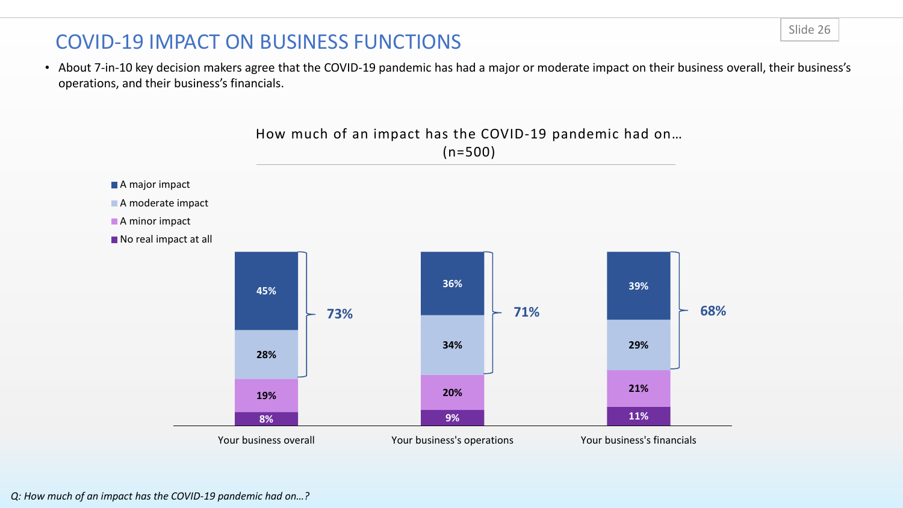# COVID-19 IMPACT ON BUSINESS FUNCTIONS

- About 7-in-10 key decision makers agree that the COVID-19 pandemic has had a major or moderate impact on their business overall, their business's operations, and their business's financials.

How much of an impact has the COVID-19 pandemic had on…
(n=500)

| | Your business overall | Your business's operations | Your business's financials |
|---|---|---|---|
| A major impact | 45% | 36% | 39% |
| A moderate impact | 28% | 34% | 29% |
| A minor impact | 19% | 20% | 21% |
| No real impact at all | 8% | 9% | 11% |
| Major/Moderate impact | 73% | 71% | 68% |

*Q: How much of an impact has the COVID-19 pandemic had on…?*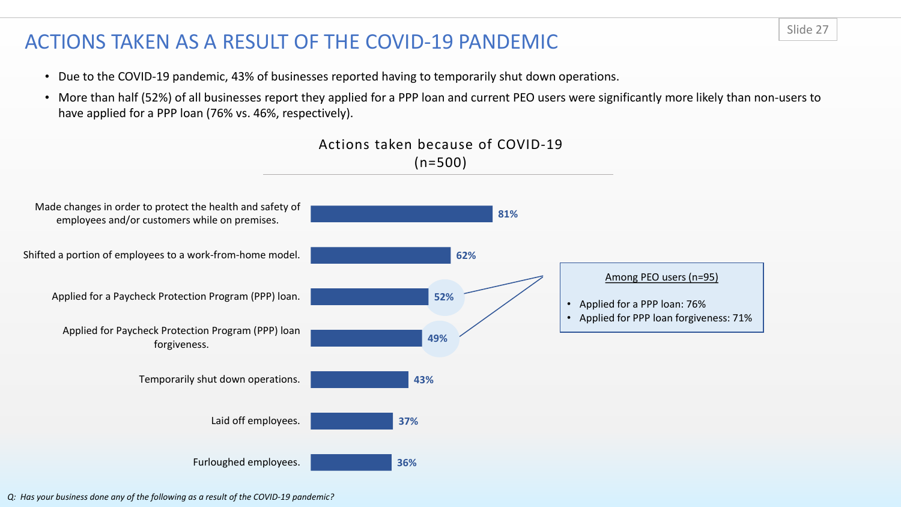# ACTIONS TAKEN AS A RESULT OF THE COVID-19 PANDEMIC

- Due to the COVID-19 pandemic, 43% of businesses reported having to temporarily shut down operations.
- More than half (52%) of all businesses report they applied for a PPP loan and current PEO users were significantly more likely than non-users to have applied for a PPP loan (76% vs. 46%, respectively).

**Actions taken because of COVID-19 (n=500)**

| Action | % |
|---|---|
| Made changes in order to protect the health and safety of employees and/or customers while on premises. | 81% |
| Shifted a portion of employees to a work-from-home model. | 62% |
| Applied for a Paycheck Protection Program (PPP) loan. | 52% |
| Applied for Paycheck Protection Program (PPP) loan forgiveness. | 49% |
| Temporarily shut down operations. | 43% |
| Laid off employees. | 37% |
| Furloughed employees. | 36% |

**Among PEO users (n=95)**

- Applied for a PPP loan: 76%
- Applied for PPP loan forgiveness: 71%

*Q: Has your business done any of the following as a result of the COVID-19 pandemic?*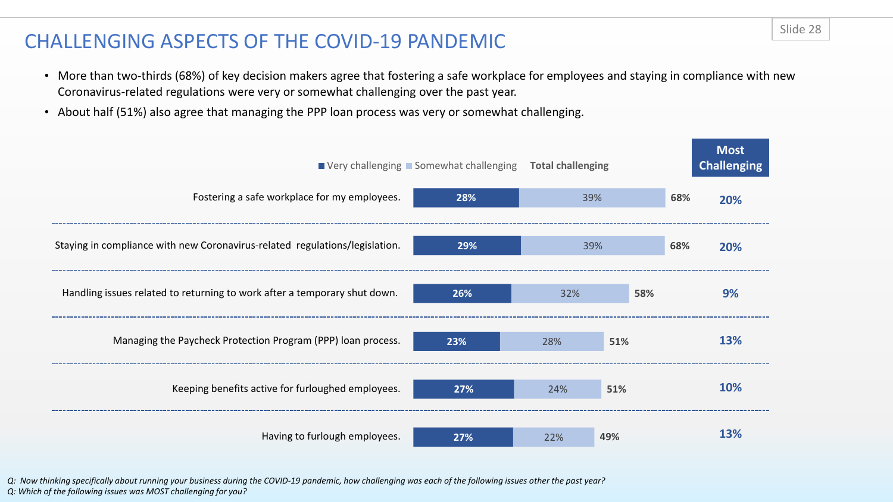# CHALLENGING ASPECTS OF THE COVID-19 PANDEMIC

- More than two-thirds (68%) of key decision makers agree that fostering a safe workplace for employees and staying in compliance with new Coronavirus-related regulations were very or somewhat challenging over the past year.
- About half (51%) also agree that managing the PPP loan process was very or somewhat challenging.

| | Very challenging | Somewhat challenging | Total challenging | Most Challenging |
|---|---|---|---|---|
| Fostering a safe workplace for my employees. | 28% | 39% | 68% | 20% |
| Staying in compliance with new Coronavirus-related regulations/legislation. | 29% | 39% | 68% | 20% |
| Handling issues related to returning to work after a temporary shut down. | 26% | 32% | 58% | 9% |
| Managing the Paycheck Protection Program (PPP) loan process. | 23% | 28% | 51% | 13% |
| Keeping benefits active for furloughed employees. | 27% | 24% | 51% | 10% |
| Having to furlough employees. | 27% | 22% | 49% | 13% |

*Q: Now thinking specifically about running your business during the COVID-19 pandemic, how challenging was each of the following issues other the past year?*
*Q: Which of the following issues was MOST challenging for you?*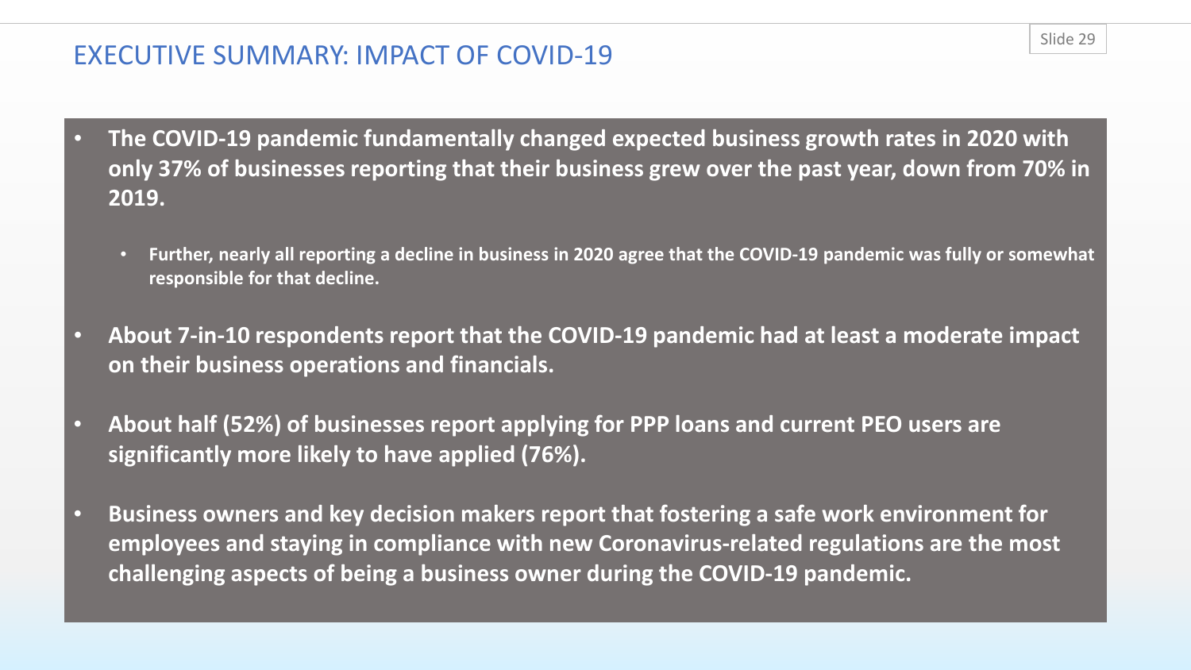## EXECUTIVE SUMMARY: IMPACT OF COVID-19

- **The COVID-19 pandemic fundamentally changed expected business growth rates in 2020 with only 37% of businesses reporting that their business grew over the past year, down from 70% in 2019.**
  - **Further, nearly all reporting a decline in business in 2020 agree that the COVID-19 pandemic was fully or somewhat responsible for that decline.**
- **About 7-in-10 respondents report that the COVID-19 pandemic had at least a moderate impact on their business operations and financials.**
- **About half (52%) of businesses report applying for PPP loans and current PEO users are significantly more likely to have applied (76%).**
- **Business owners and key decision makers report that fostering a safe work environment for employees and staying in compliance with new Coronavirus-related regulations are the most challenging aspects of being a business owner during the COVID-19 pandemic.**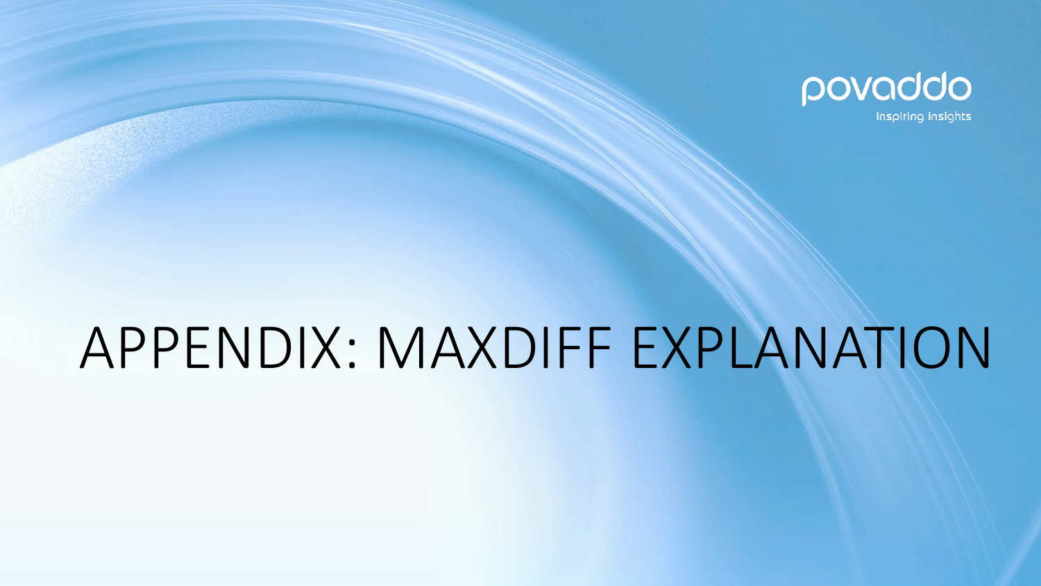# APPENDIX: MAXDIFF EXPLANATION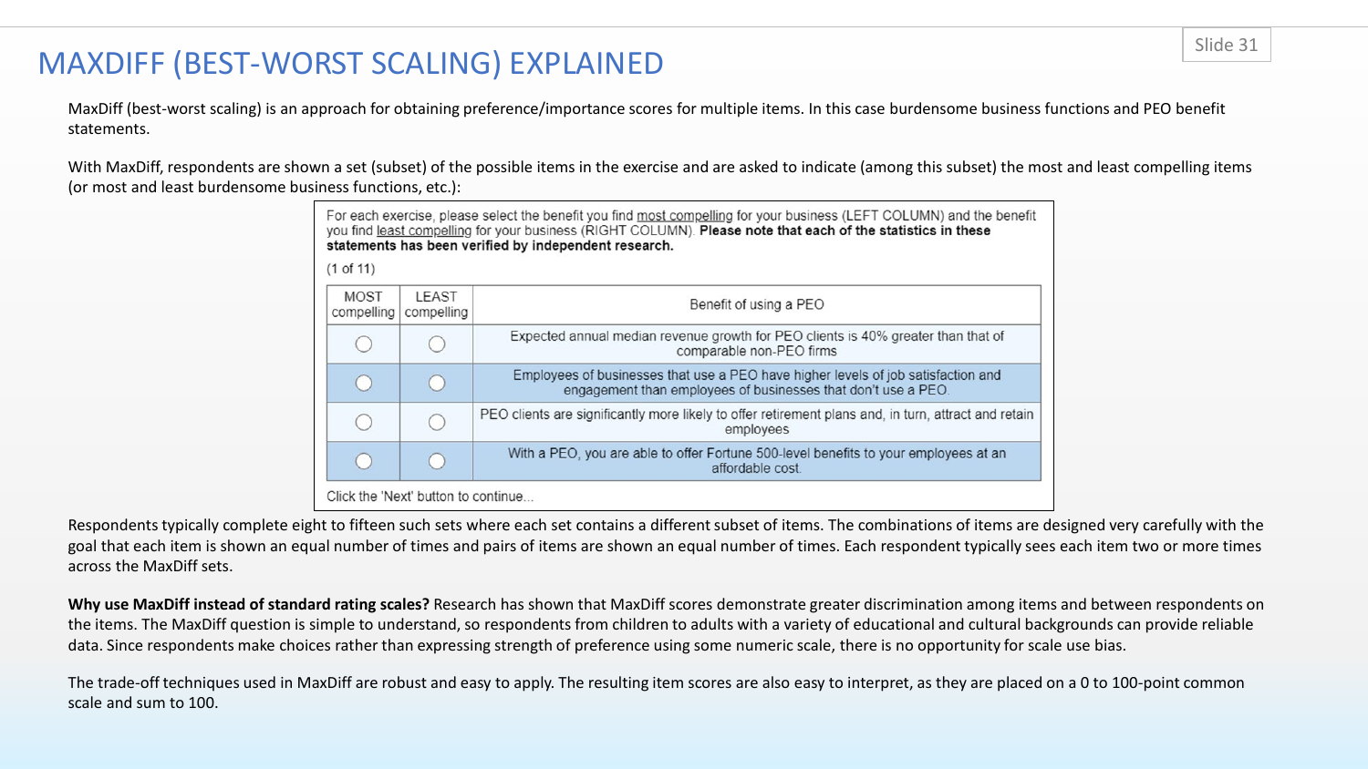# MAXDIFF (BEST-WORST SCALING) EXPLAINED

MaxDiff (best-worst scaling) is an approach for obtaining preference/importance scores for multiple items. In this case burdensome business functions and PEO benefit statements.

With MaxDiff, respondents are shown a set (subset) of the possible items in the exercise and are asked to indicate (among this subset) the most and least compelling items (or most and least burdensome business functions, etc.):

For each exercise, please select the benefit you find most compelling for your business (LEFT COLUMN) and the benefit you find least compelling for your business (RIGHT COLUMN). **Please note that each of the statistics in these statements has been verified by independent research.**

(1 of 11)

| MOST compelling | LEAST compelling | Benefit of using a PEO |
|---|---|---|
| ◯ | ◯ | Expected annual median revenue growth for PEO clients is 40% greater than that of comparable non-PEO firms |
| ◯ | ◯ | Employees of businesses that use a PEO have higher levels of job satisfaction and engagement than employees of businesses that don't use a PEO. |
| ◯ | ◯ | PEO clients are significantly more likely to offer retirement plans and, in turn, attract and retain employees |
| ◯ | ◯ | With a PEO, you are able to offer Fortune 500-level benefits to your employees at an affordable cost. |

Click the 'Next' button to continue...

Respondents typically complete eight to fifteen such sets where each set contains a different subset of items. The combinations of items are designed very carefully with the goal that each item is shown an equal number of times and pairs of items are shown an equal number of times. Each respondent typically sees each item two or more times across the MaxDiff sets.

**Why use MaxDiff instead of standard rating scales?** Research has shown that MaxDiff scores demonstrate greater discrimination among items and between respondents on the items. The MaxDiff question is simple to understand, so respondents from children to adults with a variety of educational and cultural backgrounds can provide reliable data. Since respondents make choices rather than expressing strength of preference using some numeric scale, there is no opportunity for scale use bias.

The trade-off techniques used in MaxDiff are robust and easy to apply. The resulting item scores are also easy to interpret, as they are placed on a 0 to 100-point common scale and sum to 100.